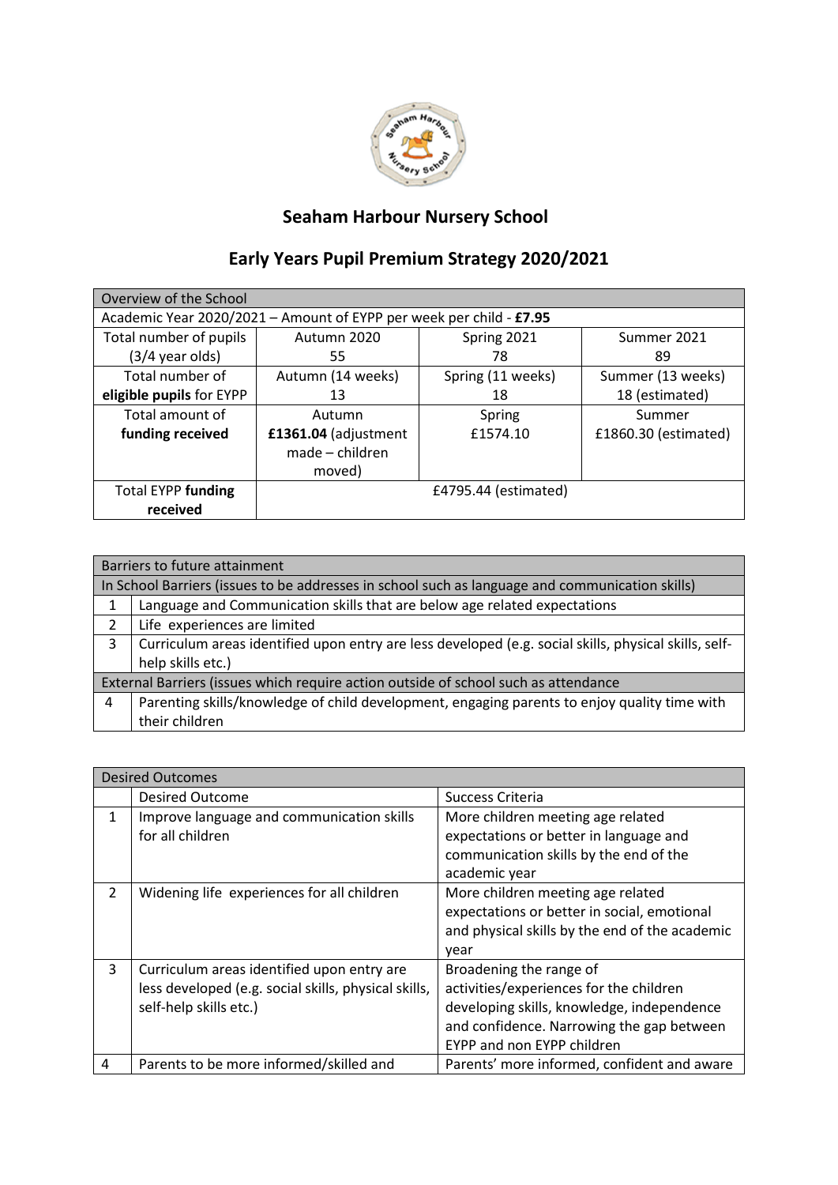# Seaham Harbour Nursery School

## Early Years Pupil Premium Strategy 2020/2021

| Overview of the School | | | |
|---|---|---|---|
| Academic Year 2020/2021 – Amount of EYPP per week per child - **£7.95** | | | |
| Total number of pupils (3/4 year olds) | Autumn 2020<br>55 | Spring 2021<br>78 | Summer 2021<br>89 |
| Total number of **eligible pupils** for EYPP | Autumn (14 weeks)<br>13 | Spring (11 weeks)<br>18 | Summer (13 weeks)<br>18 (estimated) |
| Total amount of **funding received** | Autumn<br>**£1361.04** (adjustment made – children moved) | Spring<br>£1574.10 | Summer<br>£1860.30 (estimated) |
| Total EYPP **funding received** | £4795.44 (estimated) | | |

| Barriers to future attainment | |
|---|---|
| In School Barriers (issues to be addresses in school such as language and communication skills) | |
| 1 | Language and Communication skills that are below age related expectations |
| 2 | Life experiences are limited |
| 3 | Curriculum areas identified upon entry are less developed (e.g. social skills, physical skills, self-help skills etc.) |
| External Barriers (issues which require action outside of school such as attendance | |
| 4 | Parenting skills/knowledge of child development, engaging parents to enjoy quality time with their children |

| Desired Outcomes | | |
|---|---|---|
| | Desired Outcome | Success Criteria |
| 1 | Improve language and communication skills for all children | More children meeting age related expectations or better in language and communication skills by the end of the academic year |
| 2 | Widening life experiences for all children | More children meeting age related expectations or better in social, emotional and physical skills by the end of the academic year |
| 3 | Curriculum areas identified upon entry are less developed (e.g. social skills, physical skills, self-help skills etc.) | Broadening the range of activities/experiences for the children developing skills, knowledge, independence and confidence. Narrowing the gap between EYPP and non EYPP children |
| 4 | Parents to be more informed/skilled and | Parents' more informed, confident and aware |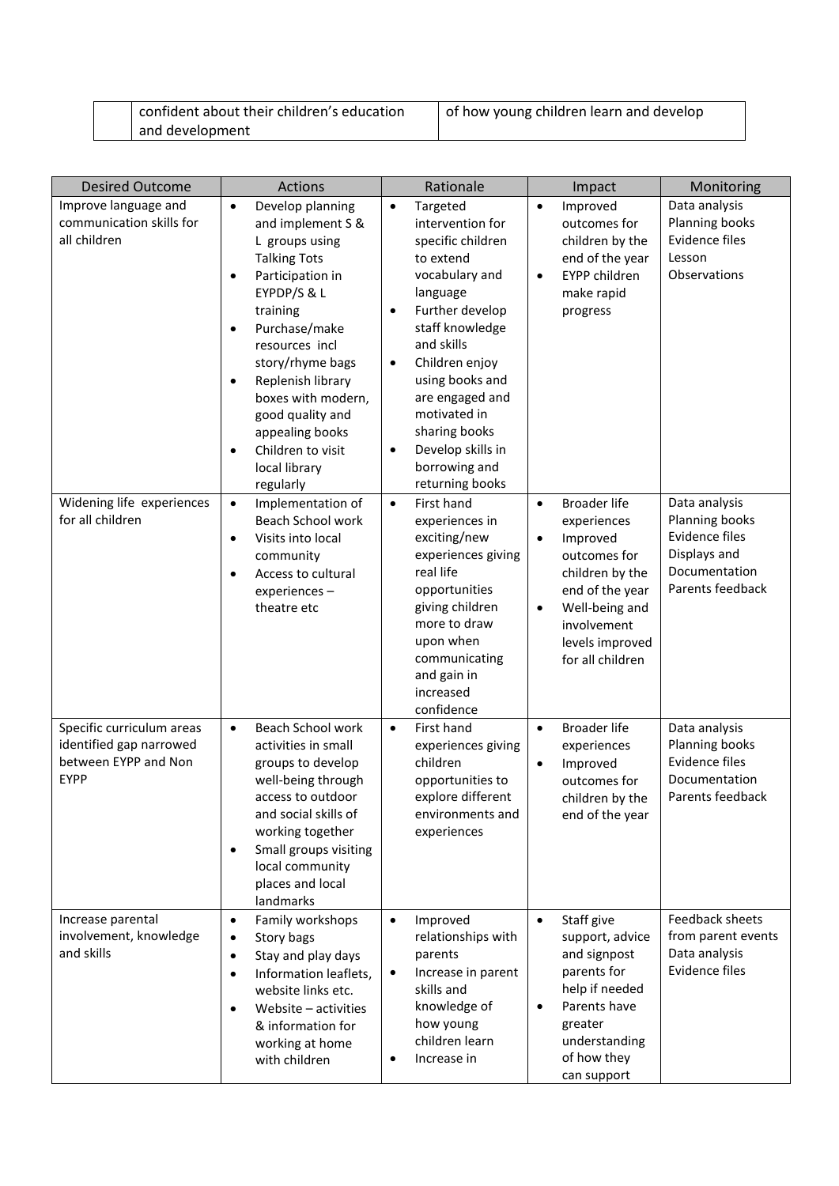|  | confident about their children's education and development | of how young children learn and develop |
|---|---|---|

| Desired Outcome | Actions | Rationale | Impact | Monitoring |
|---|---|---|---|---|
| Improve language and communication skills for all children | • Develop planning and implement S & L groups using Talking Tots<br>• Participation in EYPDP/S & L training<br>• Purchase/make resources incl story/rhyme bags<br>• Replenish library boxes with modern, good quality and appealing books<br>• Children to visit local library regularly | • Targeted intervention for specific children to extend vocabulary and language<br>• Further develop staff knowledge and skills<br>• Children enjoy using books and are engaged and motivated in sharing books<br>• Develop skills in borrowing and returning books | • Improved outcomes for children by the end of the year<br>• EYPP children make rapid progress | Data analysis<br>Planning books<br>Evidence files<br>Lesson Observations |
| Widening life experiences for all children | • Implementation of Beach School work<br>• Visits into local community<br>• Access to cultural experiences – theatre etc | • First hand experiences in exciting/new experiences giving real life opportunities giving children more to draw upon when communicating and gain in increased confidence | • Broader life experiences<br>• Improved outcomes for children by the end of the year<br>• Well-being and involvement levels improved for all children | Data analysis<br>Planning books<br>Evidence files<br>Displays and Documentation<br>Parents feedback |
| Specific curriculum areas identified gap narrowed between EYPP and Non EYPP | • Beach School work activities in small groups to develop well-being through access to outdoor and social skills of working together<br>• Small groups visiting local community places and local landmarks | • First hand experiences giving children opportunities to explore different environments and experiences | • Broader life experiences<br>• Improved outcomes for children by the end of the year | Data analysis<br>Planning books<br>Evidence files<br>Documentation<br>Parents feedback |
| Increase parental involvement, knowledge and skills | • Family workshops<br>• Story bags<br>• Stay and play days<br>• Information leaflets, website links etc.<br>• Website – activities & information for working at home with children | • Improved relationships with parents<br>• Increase in parent skills and knowledge of how young children learn<br>• Increase in | • Staff give support, advice and signpost parents for help if needed<br>• Parents have greater understanding of how they can support | Feedback sheets from parent events<br>Data analysis<br>Evidence files |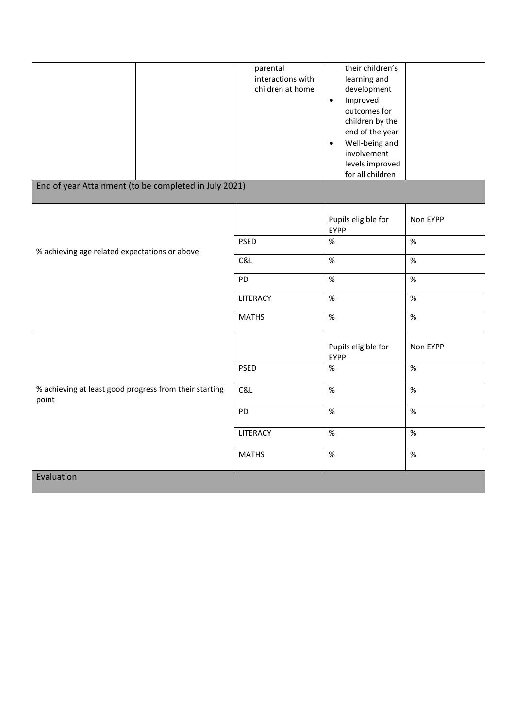| | | | | |
|---|---|---|---|---|
| | | parental interactions with children at home | their children's learning and development<br>• Improved outcomes for children by the end of the year<br>• Well-being and involvement levels improved for all children | |

## End of year Attainment (to be completed in July 2021)

| | | | |
|---|---|---|---|
| % achieving age related expectations or above | | Pupils eligible for EYPP | Non EYPP |
| | PSED | % | % |
| | C&L | % | % |
| | PD | % | % |
| | LITERACY | % | % |
| | MATHS | % | % |
| % achieving at least good progress from their starting point | | Pupils eligible for EYPP | Non EYPP |
| | PSED | % | % |
| | C&L | % | % |
| | PD | % | % |
| | LITERACY | % | % |
| | MATHS | % | % |

## Evaluation